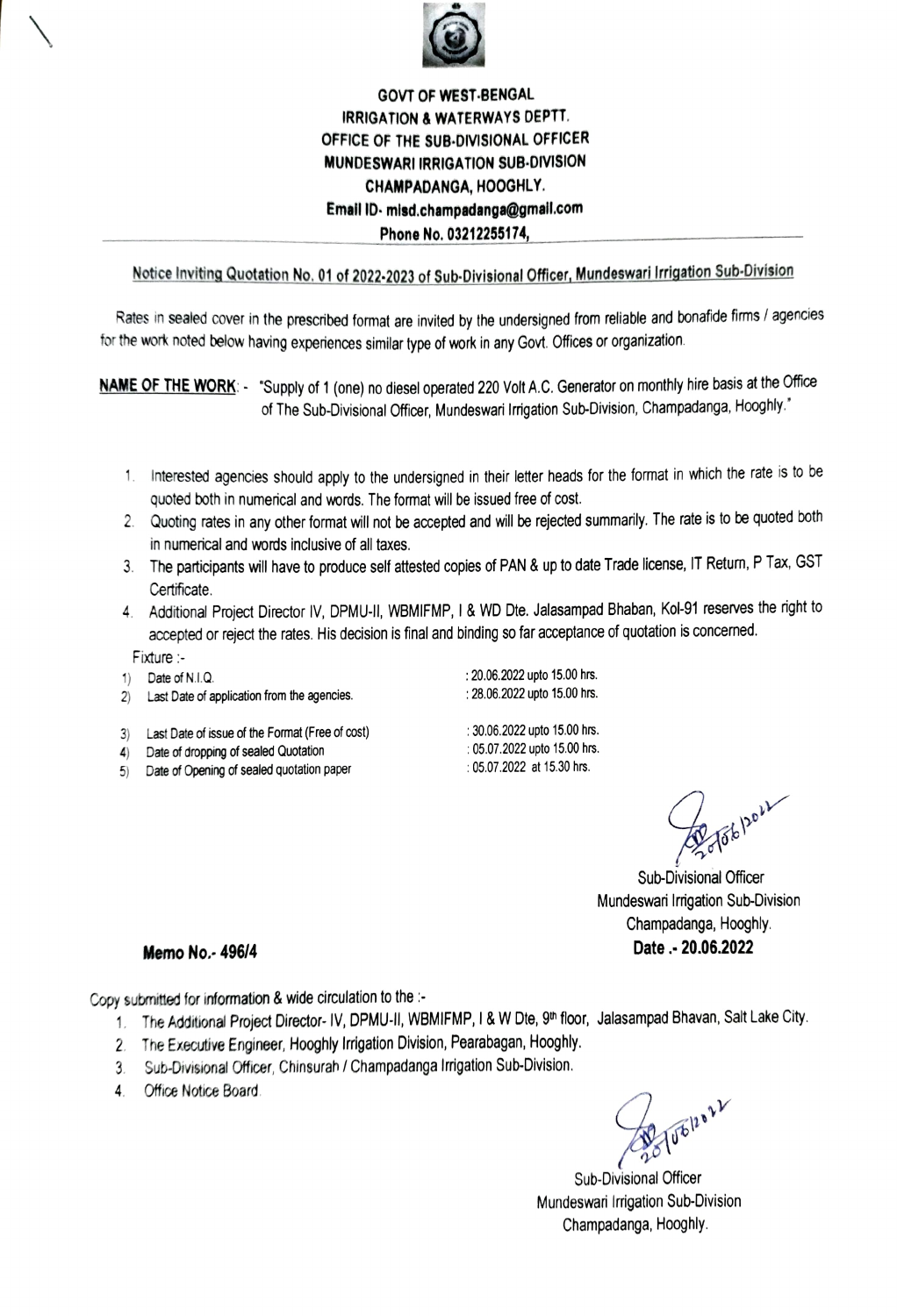**GOVT OF WEST-BENGAL**
**IRRIGATION & WATERWAYS DEPTT.**
**OFFICE OF THE SUB-DIVISIONAL OFFICER**
**MUNDESWARI IRRIGATION SUB-DIVISION**
**CHAMPADANGA, HOOGHLY.**
**Email ID- misd.champadanga@gmail.com**
**Phone No. 03212255174,**

Notice Inviting Quotation No. 01 of 2022-2023 of Sub-Divisional Officer, Mundeswari Irrigation Sub-Division

Rates in sealed cover in the prescribed format are invited by the undersigned from reliable and bonafide firms / agencies for the work noted below having experiences similar type of work in any Govt. Offices or organization.

**NAME OF THE WORK**: - "Supply of 1 (one) no diesel operated 220 Volt A.C. Generator on monthly hire basis at the Office of The Sub-Divisional Officer, Mundeswari Irrigation Sub-Division, Champadanga, Hooghly."

1. Interested agencies should apply to the undersigned in their letter heads for the format in which the rate is to be quoted both in numerical and words. The format will be issued free of cost.
2. Quoting rates in any other format will not be accepted and will be rejected summarily. The rate is to be quoted both in numerical and words inclusive of all taxes.
3. The participants will have to produce self attested copies of PAN & up to date Trade license, IT Return, P Tax, GST Certificate.
4. Additional Project Director IV, DPMU-II, WBMIFMP, I & WD Dte. Jalasampad Bhaban, Kol-91 reserves the right to accepted or reject the rates. His decision is final and binding so far acceptance of quotation is concerned.

Fixture :-

1) Date of N.I.Q. : 20.06.2022 upto 15.00 hrs.
2) Last Date of application from the agencies. : 28.06.2022 upto 15.00 hrs.
3) Last Date of issue of the Format (Free of cost) : 30.06.2022 upto 15.00 hrs.
4) Date of dropping of sealed Quotation : 05.07.2022 upto 15.00 hrs.
5) Date of Opening of sealed quotation paper : 05.07.2022 at 15.30 hrs.

Sd/- 20/06/2022
Sub-Divisional Officer
Mundeswari Irrigation Sub-Division
Champadanga, Hooghly.

**Memo No.- 496/4** **Date .- 20.06.2022**

Copy submitted for information & wide circulation to the :-

1. The Additional Project Director- IV, DPMU-II, WBMIFMP, I & W Dte, 9th floor, Jalasampad Bhavan, Salt Lake City.
2. The Executive Engineer, Hooghly Irrigation Division, Pearabagan, Hooghly.
3. Sub-Divisional Officer, Chinsurah / Champadanga Irrigation Sub-Division.
4. Office Notice Board.

Sd/- 20/06/2022
Sub-Divisional Officer
Mundeswari Irrigation Sub-Division
Champadanga, Hooghly.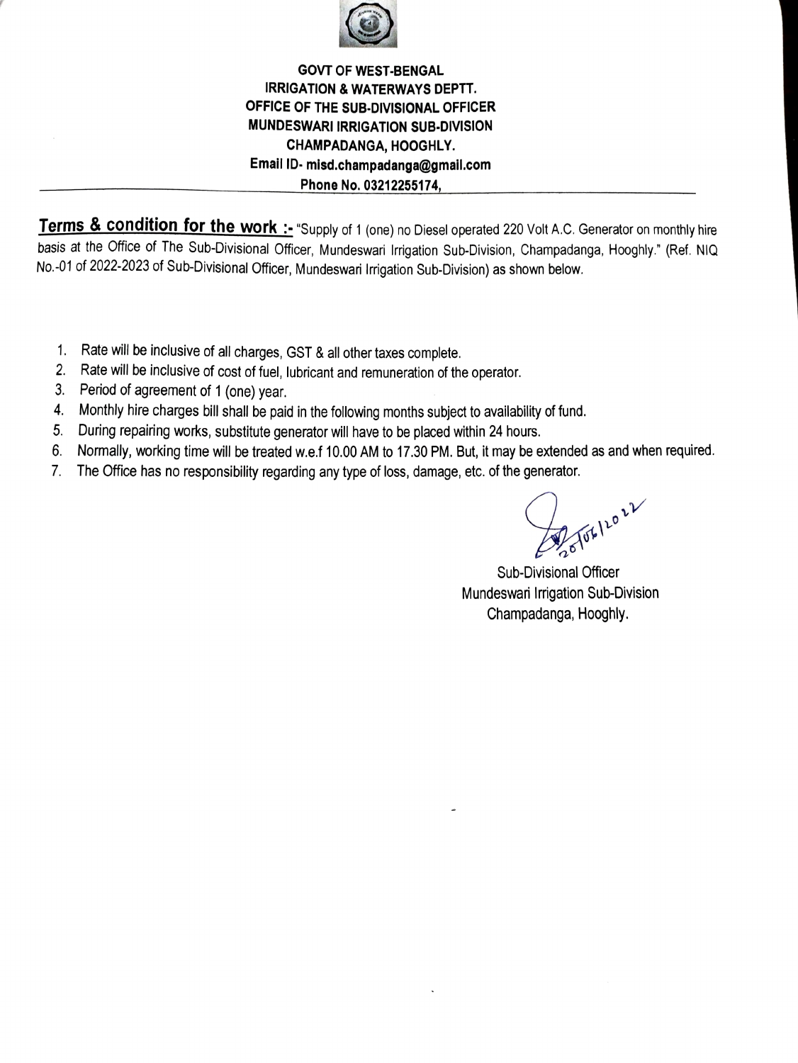**GOVT OF WEST-BENGAL**
**IRRIGATION & WATERWAYS DEPTT.**
**OFFICE OF THE SUB-DIVISIONAL OFFICER**
**MUNDESWARI IRRIGATION SUB-DIVISION**
**CHAMPADANGA, HOOGHLY.**
**Email ID- misd.champadanga@gmail.com**
**Phone No. 03212255174,**

---

**Terms & condition for the work :-** "Supply of 1 (one) no Diesel operated 220 Volt A.C. Generator on monthly hire basis at the Office of The Sub-Divisional Officer, Mundeswari Irrigation Sub-Division, Champadanga, Hooghly." (Ref. NIQ No.-01 of 2022-2023 of Sub-Divisional Officer, Mundeswari Irrigation Sub-Division) as shown below.

1. Rate will be inclusive of all charges, GST & all other taxes complete.
2. Rate will be inclusive of cost of fuel, lubricant and remuneration of the operator.
3. Period of agreement of 1 (one) year.
4. Monthly hire charges bill shall be paid in the following months subject to availability of fund.
5. During repairing works, substitute generator will have to be placed within 24 hours.
6. Normally, working time will be treated w.e.f 10.00 AM to 17.30 PM. But, it may be extended as and when required.
7. The Office has no responsibility regarding any type of loss, damage, etc. of the generator.

20/06/2022

Sub-Divisional Officer
Mundeswari Irrigation Sub-Division
Champadanga, Hooghly.